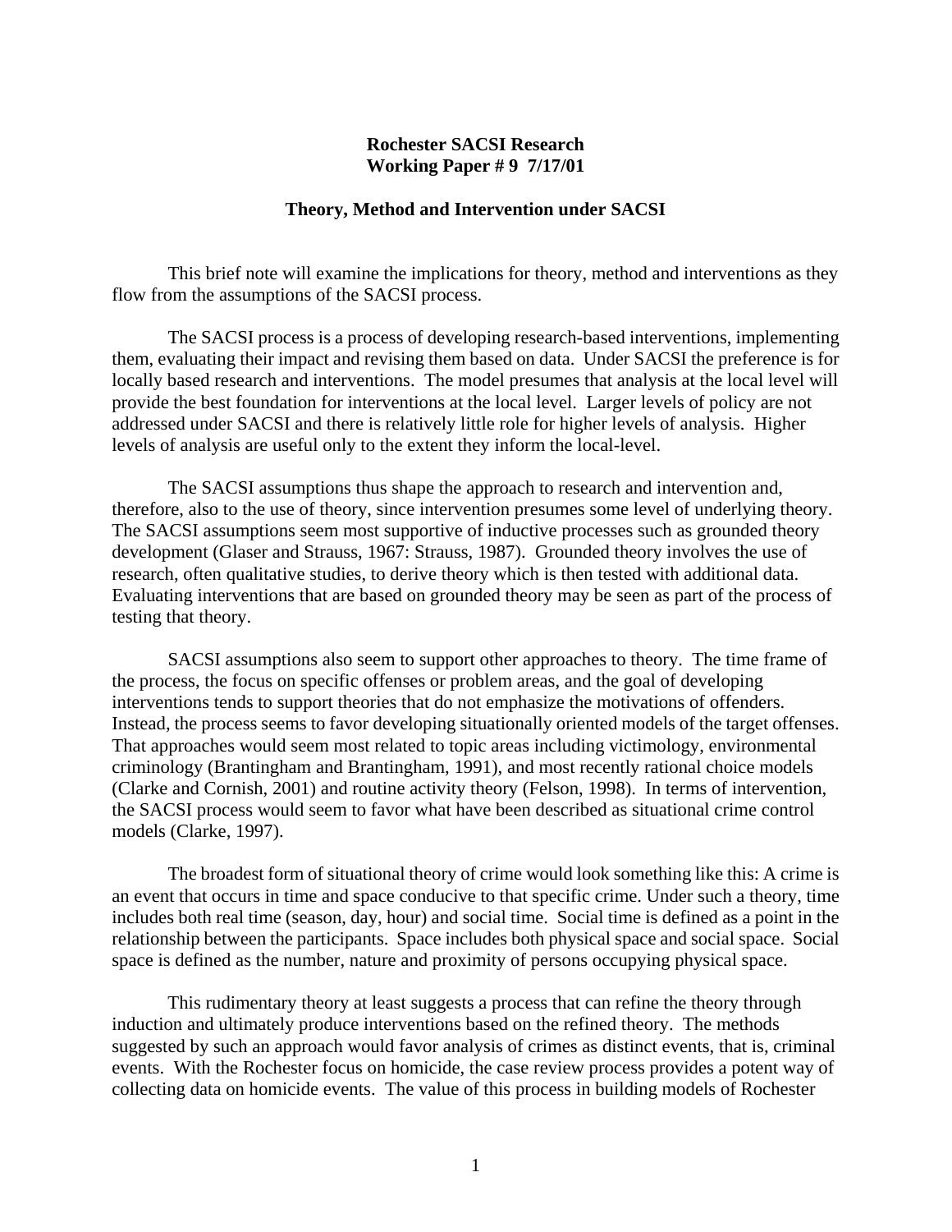**Rochester SACSI Research**
**Working Paper # 9 7/17/01**

## Theory, Method and Intervention under SACSI

This brief note will examine the implications for theory, method and interventions as they flow from the assumptions of the SACSI process.

The SACSI process is a process of developing research-based interventions, implementing them, evaluating their impact and revising them based on data. Under SACSI the preference is for locally based research and interventions. The model presumes that analysis at the local level will provide the best foundation for interventions at the local level. Larger levels of policy are not addressed under SACSI and there is relatively little role for higher levels of analysis. Higher levels of analysis are useful only to the extent they inform the local-level.

The SACSI assumptions thus shape the approach to research and intervention and, therefore, also to the use of theory, since intervention presumes some level of underlying theory. The SACSI assumptions seem most supportive of inductive processes such as grounded theory development (Glaser and Strauss, 1967: Strauss, 1987). Grounded theory involves the use of research, often qualitative studies, to derive theory which is then tested with additional data. Evaluating interventions that are based on grounded theory may be seen as part of the process of testing that theory.

SACSI assumptions also seem to support other approaches to theory. The time frame of the process, the focus on specific offenses or problem areas, and the goal of developing interventions tends to support theories that do not emphasize the motivations of offenders. Instead, the process seems to favor developing situationally oriented models of the target offenses. That approaches would seem most related to topic areas including victimology, environmental criminology (Brantingham and Brantingham, 1991), and most recently rational choice models (Clarke and Cornish, 2001) and routine activity theory (Felson, 1998). In terms of intervention, the SACSI process would seem to favor what have been described as situational crime control models (Clarke, 1997).

The broadest form of situational theory of crime would look something like this: A crime is an event that occurs in time and space conducive to that specific crime. Under such a theory, time includes both real time (season, day, hour) and social time. Social time is defined as a point in the relationship between the participants. Space includes both physical space and social space. Social space is defined as the number, nature and proximity of persons occupying physical space.

This rudimentary theory at least suggests a process that can refine the theory through induction and ultimately produce interventions based on the refined theory. The methods suggested by such an approach would favor analysis of crimes as distinct events, that is, criminal events. With the Rochester focus on homicide, the case review process provides a potent way of collecting data on homicide events. The value of this process in building models of Rochester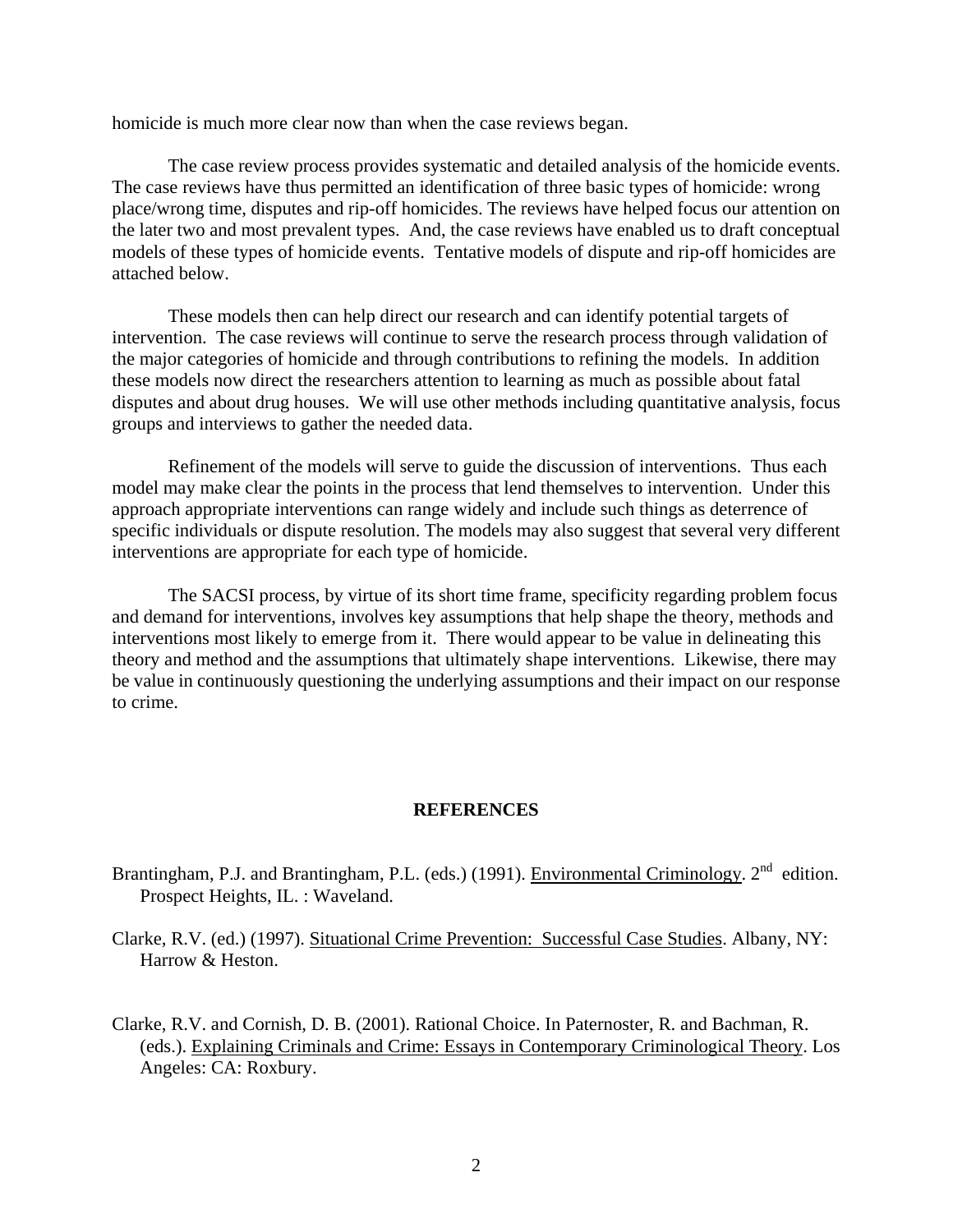homicide is much more clear now than when the case reviews began.

The case review process provides systematic and detailed analysis of the homicide events. The case reviews have thus permitted an identification of three basic types of homicide: wrong place/wrong time, disputes and rip-off homicides. The reviews have helped focus our attention on the later two and most prevalent types. And, the case reviews have enabled us to draft conceptual models of these types of homicide events. Tentative models of dispute and rip-off homicides are attached below.

These models then can help direct our research and can identify potential targets of intervention. The case reviews will continue to serve the research process through validation of the major categories of homicide and through contributions to refining the models. In addition these models now direct the researchers attention to learning as much as possible about fatal disputes and about drug houses. We will use other methods including quantitative analysis, focus groups and interviews to gather the needed data.

Refinement of the models will serve to guide the discussion of interventions. Thus each model may make clear the points in the process that lend themselves to intervention. Under this approach appropriate interventions can range widely and include such things as deterrence of specific individuals or dispute resolution. The models may also suggest that several very different interventions are appropriate for each type of homicide.

The SACSI process, by virtue of its short time frame, specificity regarding problem focus and demand for interventions, involves key assumptions that help shape the theory, methods and interventions most likely to emerge from it. There would appear to be value in delineating this theory and method and the assumptions that ultimately shape interventions. Likewise, there may be value in continuously questioning the underlying assumptions and their impact on our response to crime.

## REFERENCES

Brantingham, P.J. and Brantingham, P.L. (eds.) (1991). Environmental Criminology. 2nd edition. Prospect Heights, IL. : Waveland.

Clarke, R.V. (ed.) (1997). Situational Crime Prevention: Successful Case Studies. Albany, NY: Harrow & Heston.

Clarke, R.V. and Cornish, D. B. (2001). Rational Choice. In Paternoster, R. and Bachman, R. (eds.). Explaining Criminals and Crime: Essays in Contemporary Criminological Theory. Los Angeles: CA: Roxbury.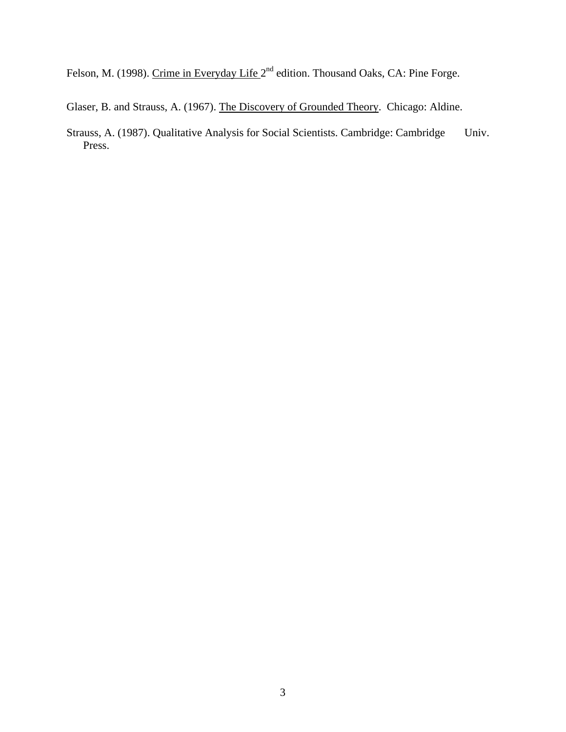Felson, M. (1998). Crime in Everyday Life 2nd edition. Thousand Oaks, CA: Pine Forge.

Glaser, B. and Strauss, A. (1967). The Discovery of Grounded Theory. Chicago: Aldine.

Strauss, A. (1987). Qualitative Analysis for Social Scientists. Cambridge: Cambridge Univ. Press.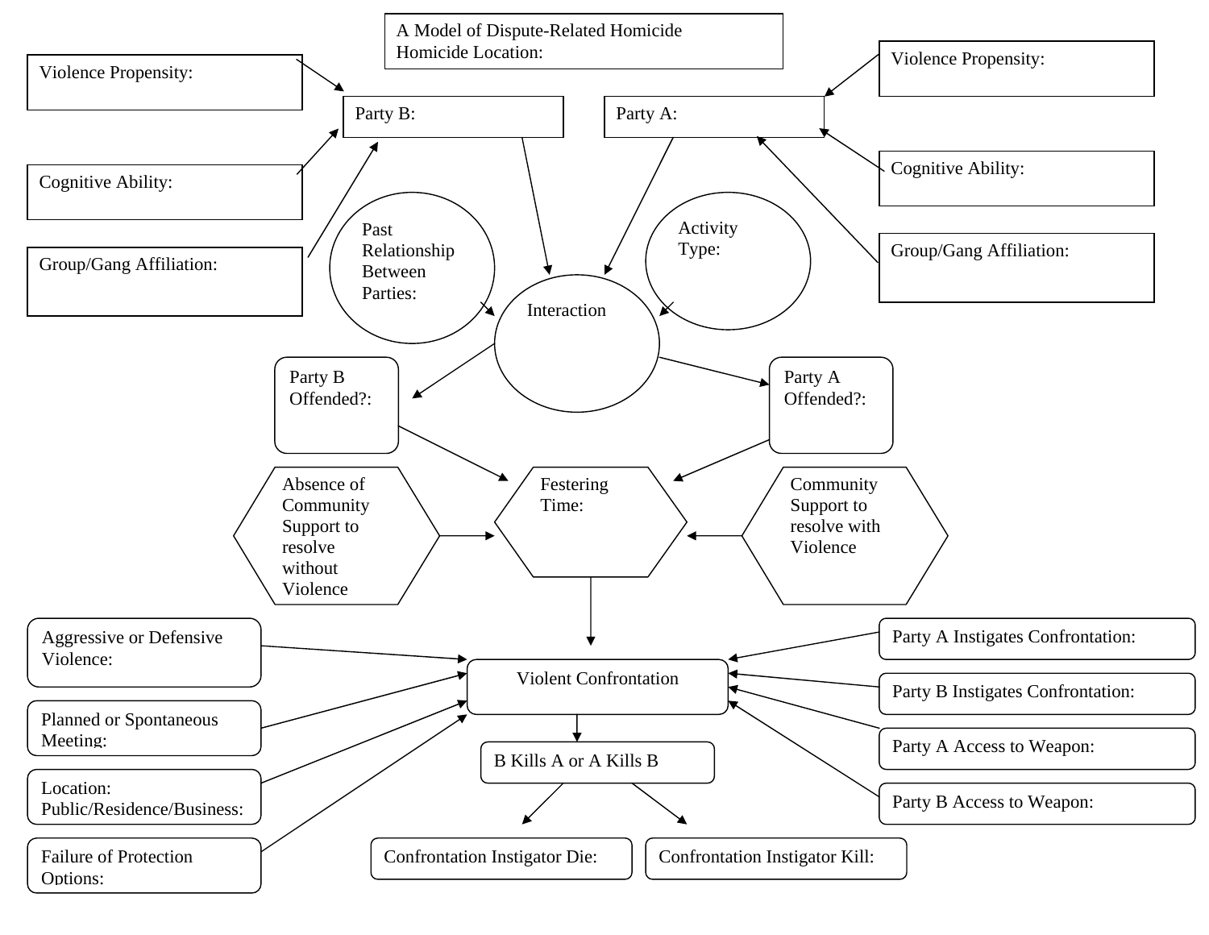A Model of Dispute-Related Homicide
Homicide Location:

Violence Propensity:

Cognitive Ability:

Group/Gang Affiliation:

Party B:

Party A:

Violence Propensity:

Cognitive Ability:

Group/Gang Affiliation:

Past Relationship Between Parties:

Interaction

Activity Type:

Party B Offended?:

Party A Offended?:

Absence of Community Support to resolve without Violence

Festering Time:

Community Support to resolve with Violence

Aggressive or Defensive Violence:

Planned or Spontaneous Meeting:

Location: Public/Residence/Business:

Failure of Protection Options:

Violent Confrontation

B Kills A or A Kills B

Party A Instigates Confrontation:

Party B Instigates Confrontation:

Party A Access to Weapon:

Party B Access to Weapon:

Confrontation Instigator Die:

Confrontation Instigator Kill: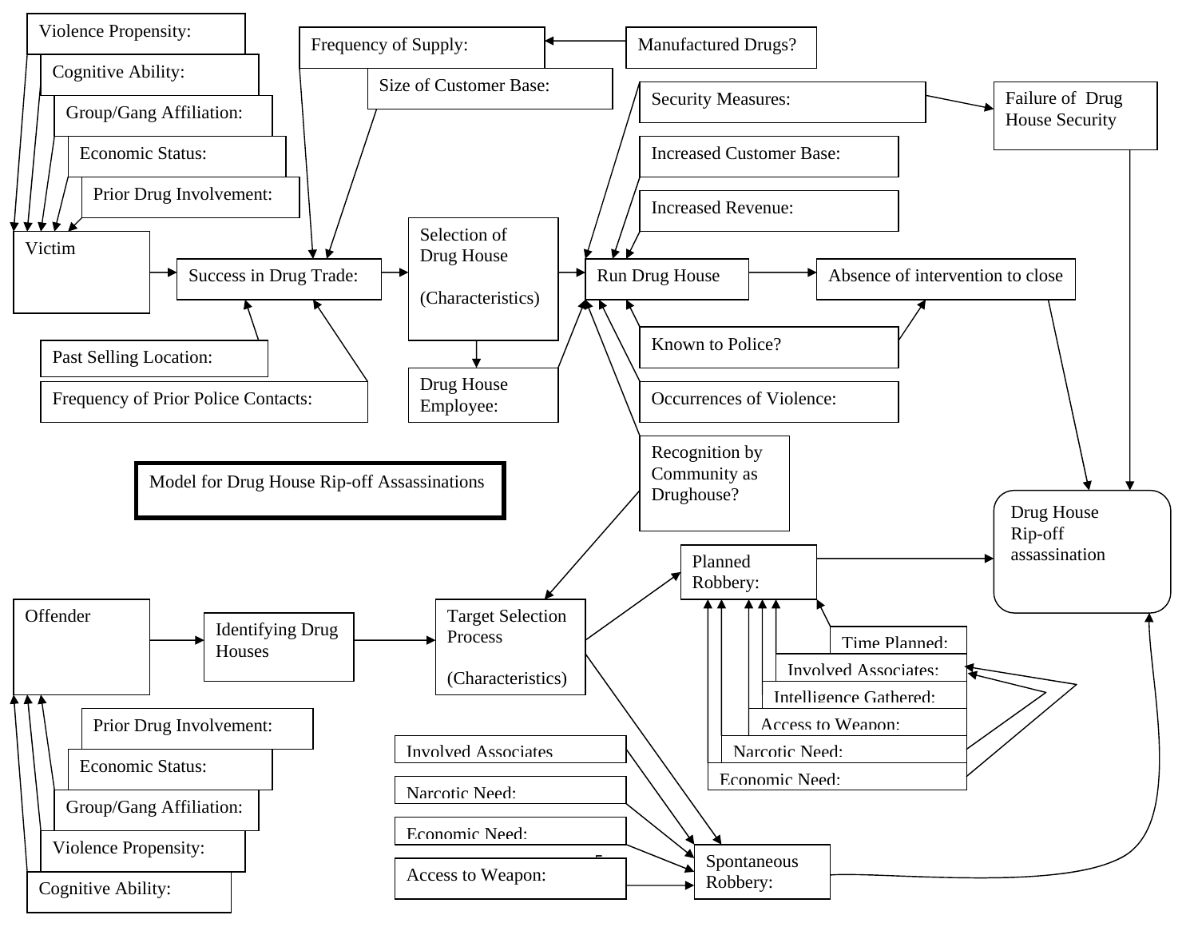Model for Drug House Rip-off Assassinations

Violence Propensity:

Cognitive Ability:

Group/Gang Affiliation:

Economic Status:

Prior Drug Involvement:

Victim

Success in Drug Trade:

Past Selling Location:

Frequency of Prior Police Contacts:

Frequency of Supply:

Manufactured Drugs?

Size of Customer Base:

Selection of Drug House

(Characteristics)

Drug House Employee:

Run Drug House

Security Measures:

Increased Customer Base:

Increased Revenue:

Known to Police?

Occurrences of Violence:

Recognition by Community as Drughouse?

Failure of Drug House Security

Absence of intervention to close

Drug House Rip-off assassination

Offender

Identifying Drug Houses

Target Selection Process

(Characteristics)

Prior Drug Involvement:

Economic Status:

Group/Gang Affiliation:

Violence Propensity:

Cognitive Ability:

Planned Robbery:

Time Planned:

Involved Associates:

Intelligence Gathered:

Access to Weapon:

Narcotic Need:

Economic Need:

Involved Associates

Narcotic Need:

Economic Need:

Access to Weapon:

Spontaneous Robbery: